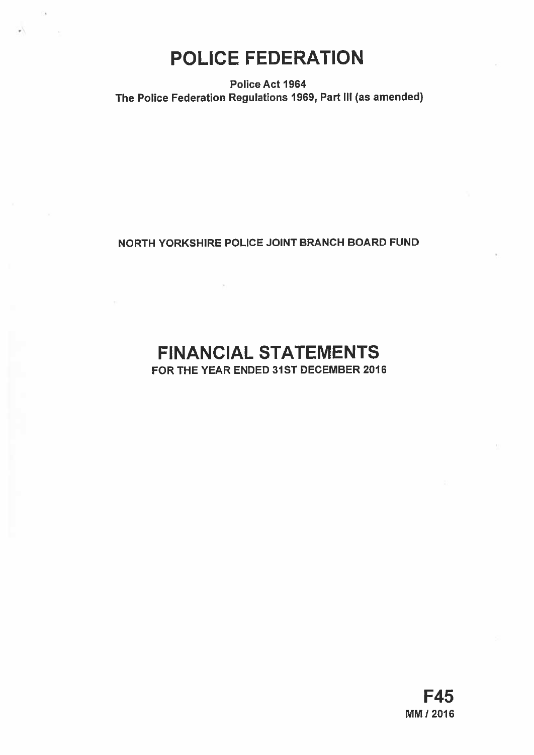# POLICE FEDERATION

**Police Act 1964**
**The Police Federation Regulations 1969, Part III (as amended)**

**NORTH YORKSHIRE POLICE JOINT BRANCH BOARD FUND**

# FINANCIAL STATEMENTS

**FOR THE YEAR ENDED 31ST DECEMBER 2016**

**F45**
**MM / 2016**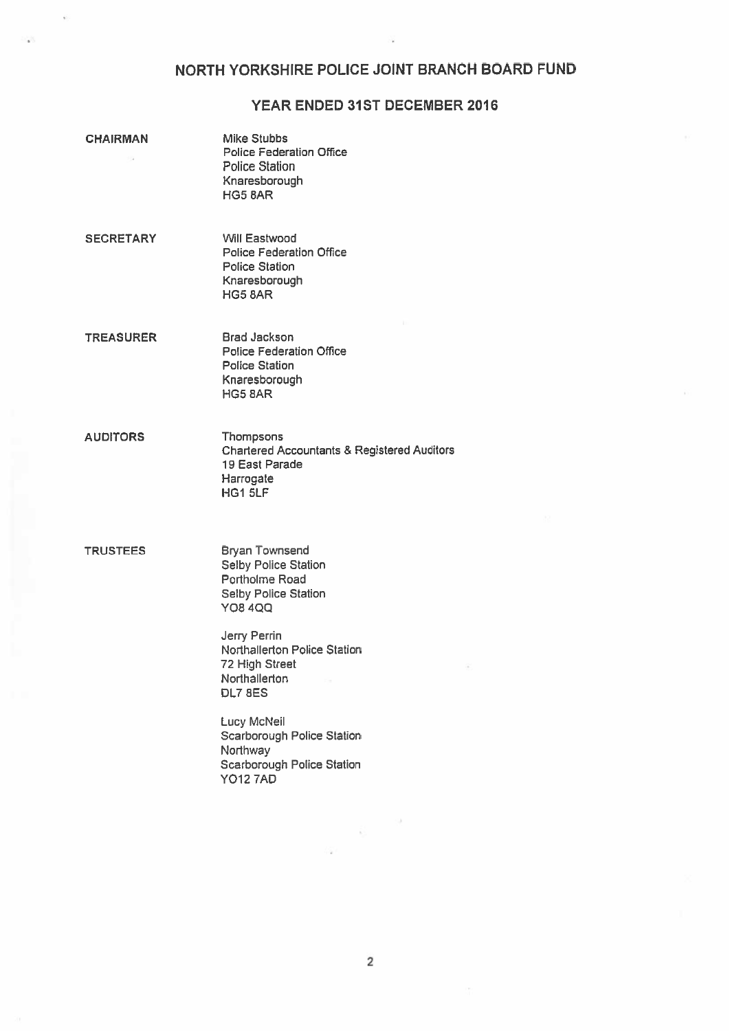# NORTH YORKSHIRE POLICE JOINT BRANCH BOARD FUND

## YEAR ENDED 31ST DECEMBER 2016

**CHAIRMAN**

Mike Stubbs
Police Federation Office
Police Station
Knaresborough
HG5 8AR

**SECRETARY**

Will Eastwood
Police Federation Office
Police Station
Knaresborough
HG5 8AR

**TREASURER**

Brad Jackson
Police Federation Office
Police Station
Knaresborough
HG5 8AR

**AUDITORS**

Thompsons
Chartered Accountants & Registered Auditors
19 East Parade
Harrogate
HG1 5LF

**TRUSTEES**

Bryan Townsend
Selby Police Station
Portholme Road
Selby Police Station
YO8 4QQ

Jerry Perrin
Northallerton Police Station
72 High Street
Northallerton
DL7 8ES

Lucy McNeil
Scarborough Police Station
Northway
Scarborough Police Station
YO12 7AD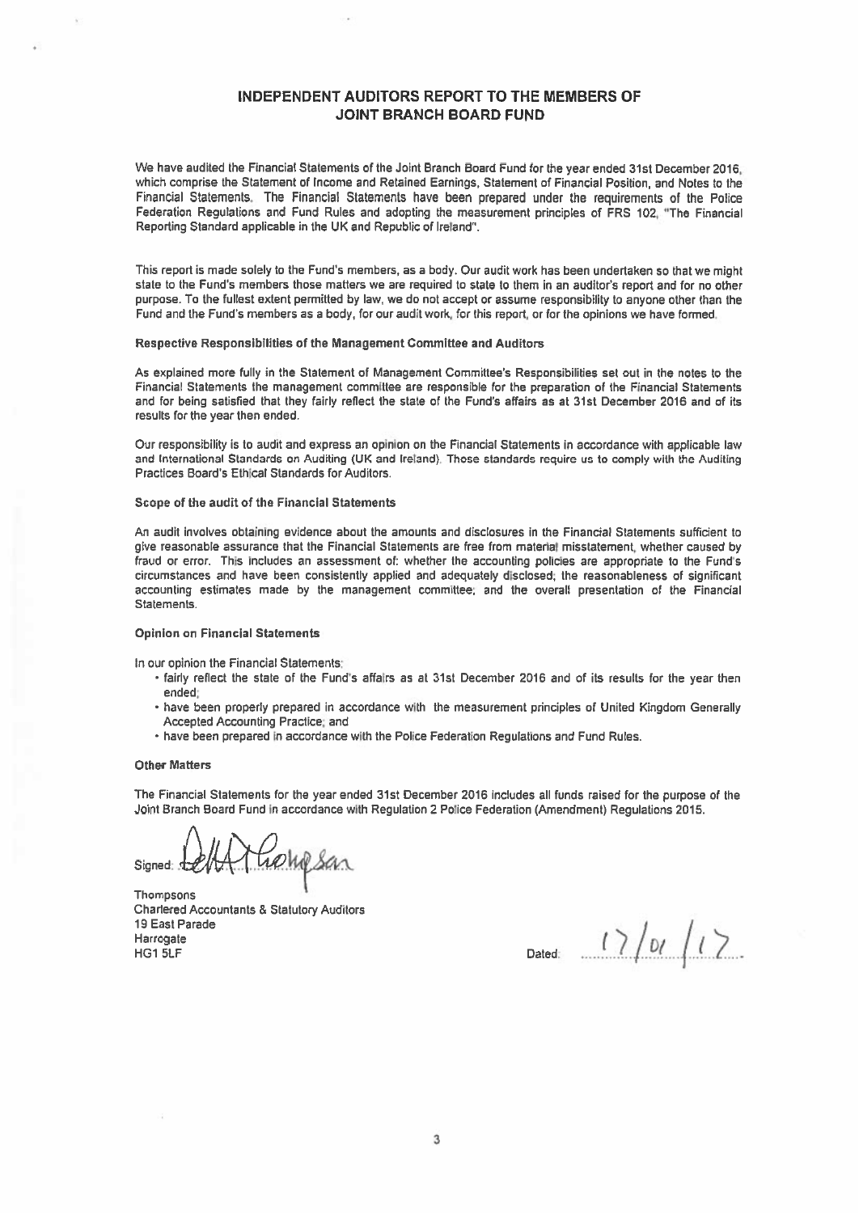## INDEPENDENT AUDITORS REPORT TO THE MEMBERS OF JOINT BRANCH BOARD FUND

We have audited the Financial Statements of the Joint Branch Board Fund for the year ended 31st December 2016, which comprise the Statement of Income and Retained Earnings, Statement of Financial Position, and Notes to the Financial Statements. The Financial Statements have been prepared under the requirements of the Police Federation Regulations and Fund Rules and adopting the measurement principles of FRS 102, "The Financial Reporting Standard applicable in the UK and Republic of Ireland".

This report is made solely to the Fund's members, as a body. Our audit work has been undertaken so that we might state to the Fund's members those matters we are required to state to them in an auditor's report and for no other purpose. To the fullest extent permitted by law, we do not accept or assume responsibility to anyone other than the Fund and the Fund's members as a body, for our audit work, for this report, or for the opinions we have formed.

**Respective Responsibilities of the Management Committee and Auditors**

As explained more fully in the Statement of Management Committee's Responsibilities set out in the notes to the Financial Statements the management committee are responsible for the preparation of the Financial Statements and for being satisfied that they fairly reflect the state of the Fund's affairs as at 31st December 2016 and of its results for the year then ended.

Our responsibility is to audit and express an opinion on the Financial Statements in accordance with applicable law and International Standards on Auditing (UK and Ireland). Those standards require us to comply with the Auditing Practices Board's Ethical Standards for Auditors.

**Scope of the audit of the Financial Statements**

An audit involves obtaining evidence about the amounts and disclosures in the Financial Statements sufficient to give reasonable assurance that the Financial Statements are free from material misstatement, whether caused by fraud or error. This includes an assessment of: whether the accounting policies are appropriate to the Fund's circumstances and have been consistently applied and adequately disclosed; the reasonableness of significant accounting estimates made by the management committee; and the overall presentation of the Financial Statements.

**Opinion on Financial Statements**

In our opinion the Financial Statements:

- fairly reflect the state of the Fund's affairs as at 31st December 2016 and of its results for the year then ended;
- have been properly prepared in accordance with the measurement principles of United Kingdom Generally Accepted Accounting Practice; and
- have been prepared in accordance with the Police Federation Regulations and Fund Rules.

**Other Matters**

The Financial Statements for the year ended 31st December 2016 includes all funds raised for the purpose of the Joint Branch Board Fund in accordance with Regulation 2 Police Federation (Amendment) Regulations 2015.

Signed: Thompsons

Thompsons
Chartered Accountants & Statutory Auditors
19 East Parade
Harrogate
HG1 5LF

Dated: 17/01/17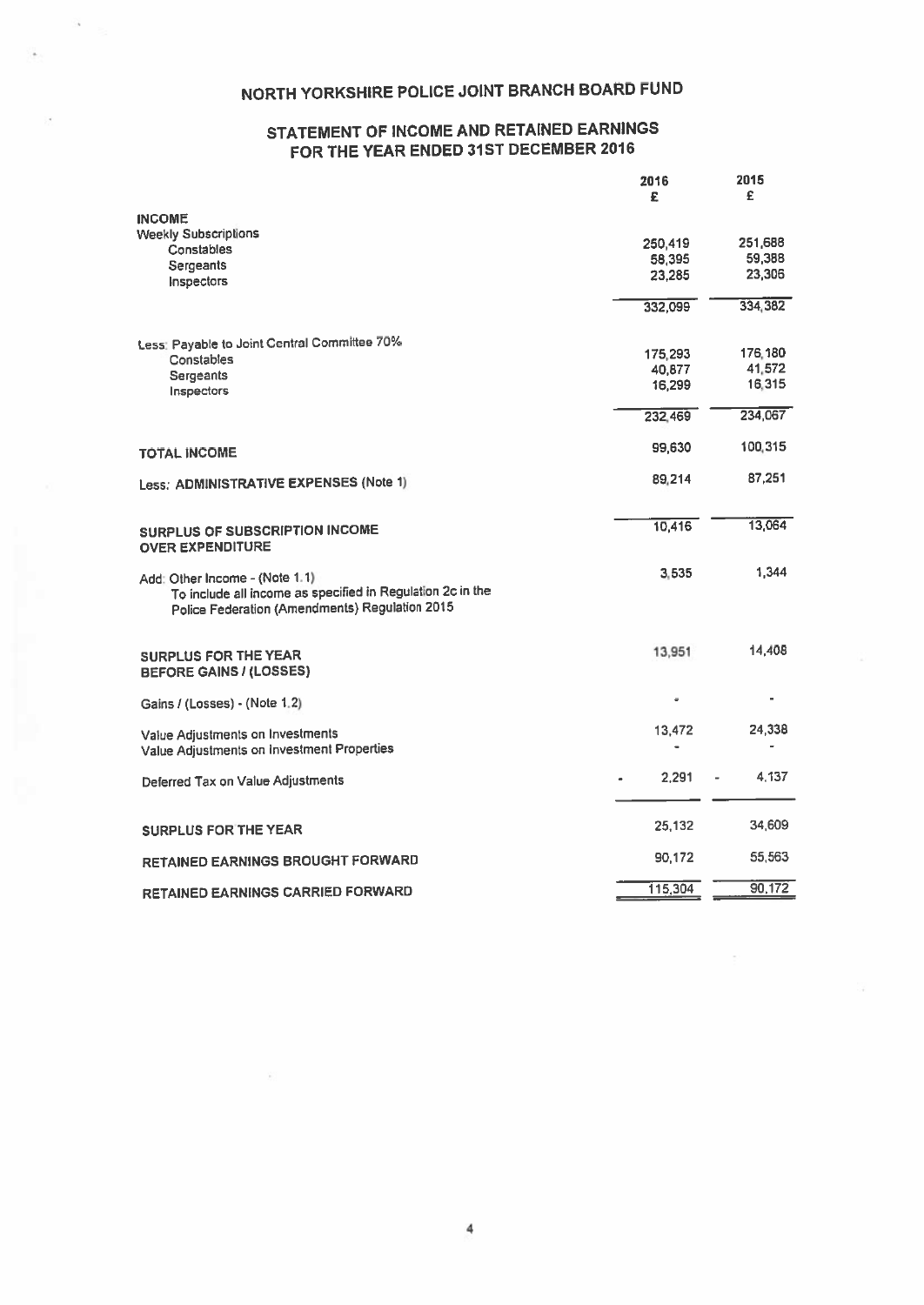# NORTH YORKSHIRE POLICE JOINT BRANCH BOARD FUND

## STATEMENT OF INCOME AND RETAINED EARNINGS FOR THE YEAR ENDED 31ST DECEMBER 2016

| | 2016 £ | 2015 £ |
|---|---|---|
| **INCOME** | | |
| Weekly Subscriptions | | |
| Constables | 250,419 | 251,688 |
| Sergeants | 58,395 | 59,388 |
| Inspectors | 23,285 | 23,306 |
| | 332,099 | 334,382 |
| Less: Payable to Joint Central Committee 70% | | |
| Constables | 175,293 | 176,180 |
| Sergeants | 40,877 | 41,572 |
| Inspectors | 16,299 | 16,315 |
| | 232,469 | 234,067 |
| **TOTAL INCOME** | 99,630 | 100,315 |
| Less: **ADMINISTRATIVE EXPENSES (Note 1)** | 89,214 | 87,251 |
| **SURPLUS OF SUBSCRIPTION INCOME OVER EXPENDITURE** | 10,416 | 13,064 |
| Add: Other Income - (Note 1.1) To include all income as specified in Regulation 2c in the Police Federation (Amendments) Regulation 2015 | 3,535 | 1,344 |
| **SURPLUS FOR THE YEAR BEFORE GAINS / (LOSSES)** | 13,951 | 14,408 |
| Gains / (Losses) - (Note 1.2) | - | - |
| Value Adjustments on Investments | 13,472 | 24,338 |
| Value Adjustments on Investment Properties | - | - |
| Deferred Tax on Value Adjustments | - 2,291 | - 4,137 |
| **SURPLUS FOR THE YEAR** | 25,132 | 34,609 |
| **RETAINED EARNINGS BROUGHT FORWARD** | 90,172 | 55,563 |
| **RETAINED EARNINGS CARRIED FORWARD** | 115,304 | 90,172 |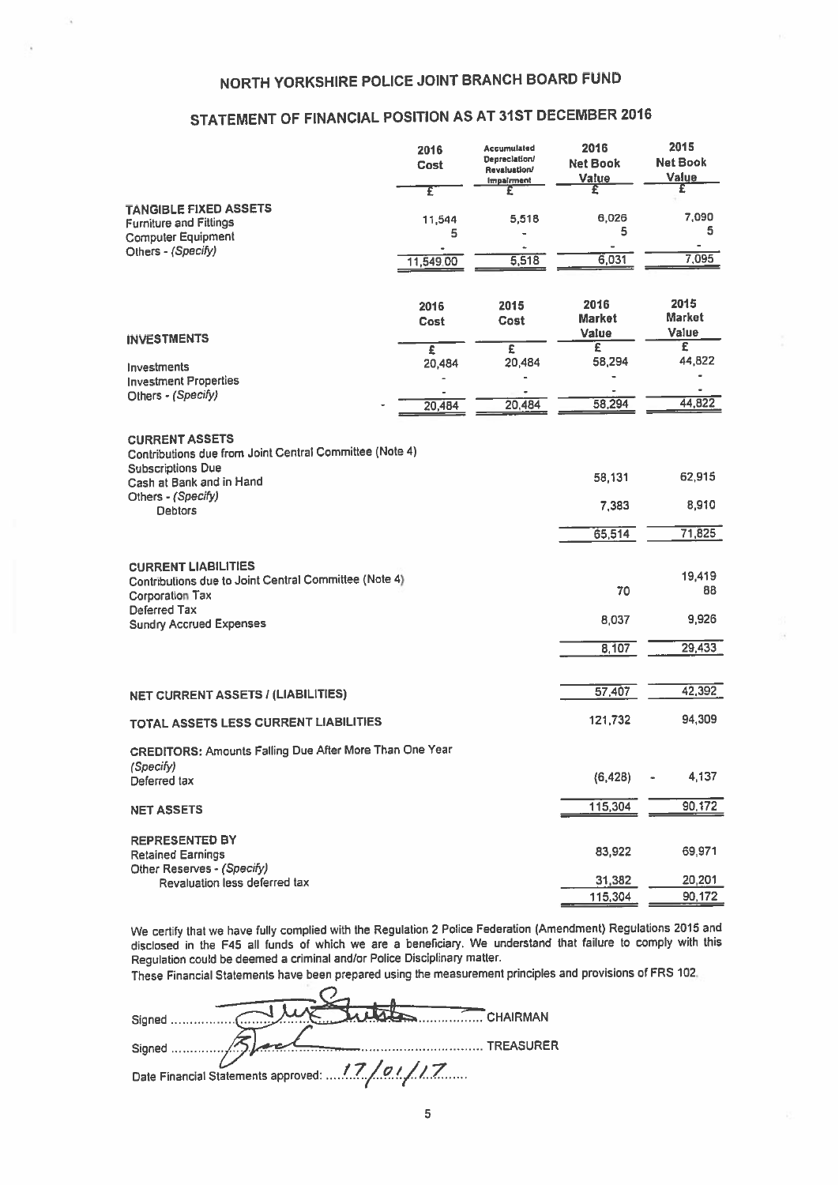# NORTH YORKSHIRE POLICE JOINT BRANCH BOARD FUND

## STATEMENT OF FINANCIAL POSITION AS AT 31ST DECEMBER 2016

| | 2016 Cost | Accumulated Depreciation/ Revaluation/ Impairment | 2016 Net Book Value | 2015 Net Book Value |
|---|---|---|---|---|
| | £ | £ | £ | £ |
| **TANGIBLE FIXED ASSETS** | | | | |
| Furniture and Fittings | 11,544 | 5,518 | 6,026 | 7,090 |
| Computer Equipment | 5 | - | 5 | 5 |
| Others - *(Specify)* | - | | - | - |
| | 11,549.00 | 5,518 | 6,031 | 7,095 |

| | 2016 Cost | 2015 Cost | 2016 Market Value | 2015 Market Value |
|---|---|---|---|---|
| **INVESTMENTS** | £ | £ | £ | £ |
| Investments | 20,484 | 20,484 | 58,294 | 44,822 |
| Investment Properties | - | - | - | - |
| Others - *(Specify)* | - | - | - | - |
| | 20,484 | 20,484 | 58,294 | 44,822 |

| | 2016 | 2015 |
|---|---|---|
| **CURRENT ASSETS** | | |
| Contributions due from Joint Central Committee (Note 4) | | |
| Subscriptions Due | | |
| Cash at Bank and in Hand | 58,131 | 62,915 |
| Others - *(Specify)* | | |
| Debtors | 7,383 | 8,910 |
| | 65,514 | 71,825 |
| **CURRENT LIABILITIES** | | |
| Contributions due to Joint Central Committee (Note 4) | | 19,419 |
| Corporation Tax | 70 | 88 |
| Deferred Tax | | |
| Sundry Accrued Expenses | 8,037 | 9,926 |
| | 8,107 | 29,433 |
| **NET CURRENT ASSETS / (LIABILITIES)** | 57,407 | 42,392 |
| **TOTAL ASSETS LESS CURRENT LIABILITIES** | 121,732 | 94,309 |
| **CREDITORS:** Amounts Falling Due After More Than One Year *(Specify)* | | |
| Deferred tax | (6,428) | - 4,137 |
| **NET ASSETS** | 115,304 | 90,172 |
| **REPRESENTED BY** | | |
| Retained Earnings | 83,922 | 69,971 |
| Other Reserves - *(Specify)* | | |
| Revaluation less deferred tax | 31,382 | 20,201 |
| | 115,304 | 90,172 |

We certify that we have fully complied with the Regulation 2 Police Federation (Amendment) Regulations 2015 and disclosed in the F45 all funds of which we are a beneficiary. We understand that failure to comply with this Regulation could be deemed a criminal and/or Police Disciplinary matter.

These Financial Statements have been prepared using the measurement principles and provisions of FRS 102.

Signed .................................................. CHAIRMAN

Signed .................................................. TREASURER

Date Financial Statements approved: 17/01/17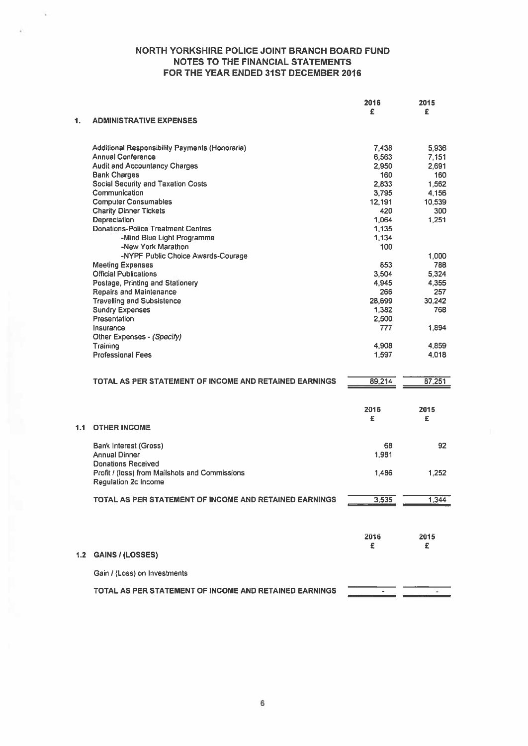# NORTH YORKSHIRE POLICE JOINT BRANCH BOARD FUND
## NOTES TO THE FINANCIAL STATEMENTS
## FOR THE YEAR ENDED 31ST DECEMBER 2016

| | 2016 £ | 2015 £ |
|---|---|---|
| **1. ADMINISTRATIVE EXPENSES** | | |
| Additional Responsibility Payments (Honoraria) | 7,438 | 5,936 |
| Annual Conference | 6,563 | 7,151 |
| Audit and Accountancy Charges | 2,950 | 2,691 |
| Bank Charges | 160 | 160 |
| Social Security and Taxation Costs | 2,833 | 1,562 |
| Communication | 3,795 | 4,156 |
| Computer Consumables | 12,191 | 10,539 |
| Charity Dinner Tickets | 420 | 300 |
| Depreciation | 1,064 | 1,251 |
| Donations-Police Treatment Centres | 1,135 | |
| -Mind Blue Light Programme | 1,134 | |
| -New York Marathon | 100 | |
| -NYPF Public Choice Awards-Courage | | 1,000 |
| Meeting Expenses | 853 | 788 |
| Official Publications | 3,504 | 5,324 |
| Postage, Printing and Stationery | 4,945 | 4,355 |
| Repairs and Maintenance | 266 | 257 |
| Travelling and Subsistence | 28,699 | 30,242 |
| Sundry Expenses | 1,382 | 768 |
| Presentation | 2,500 | |
| Insurance | 777 | 1,894 |
| Other Expenses - *(Specify)* | | |
| Training | 4,908 | 4,859 |
| Professional Fees | 1,597 | 4,018 |
| **TOTAL AS PER STATEMENT OF INCOME AND RETAINED EARNINGS** | 89,214 | 87,251 |

| | 2016 £ | 2015 £ |
|---|---|---|
| **1.1 OTHER INCOME** | | |
| Bank Interest (Gross) | 68 | 92 |
| Annual Dinner | 1,981 | |
| Donations Received | | |
| Profit / (loss) from Mailshots and Commissions | 1,486 | 1,252 |
| Regulation 2c Income | | |
| **TOTAL AS PER STATEMENT OF INCOME AND RETAINED EARNINGS** | 3,535 | 1,344 |

| | 2016 £ | 2015 £ |
|---|---|---|
| **1.2 GAINS / (LOSSES)** | | |
| Gain / (Loss) on Investments | | |
| **TOTAL AS PER STATEMENT OF INCOME AND RETAINED EARNINGS** | - | - |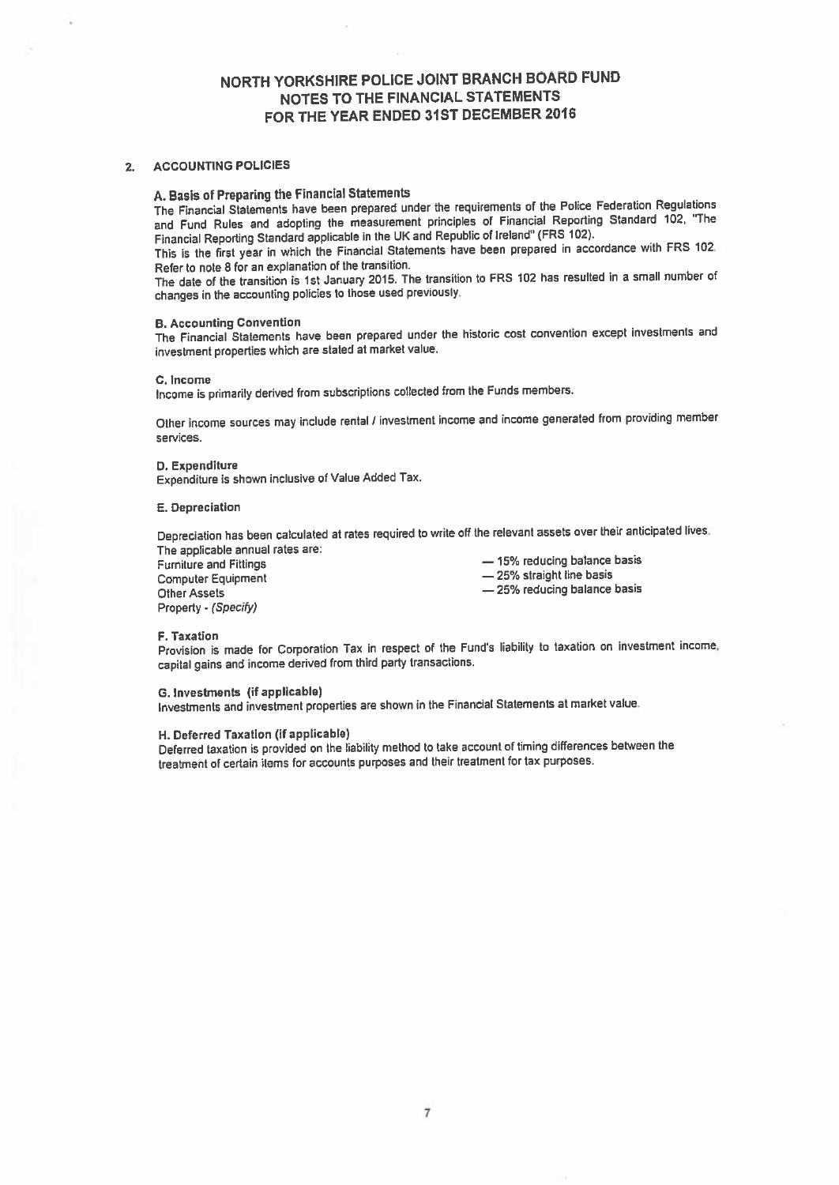# NORTH YORKSHIRE POLICE JOINT BRANCH BOARD FUND
## NOTES TO THE FINANCIAL STATEMENTS
## FOR THE YEAR ENDED 31ST DECEMBER 2016

### 2. ACCOUNTING POLICIES

**A. Basis of Preparing the Financial Statements**

The Financial Statements have been prepared under the requirements of the Police Federation Regulations and Fund Rules and adopting the measurement principles of Financial Reporting Standard 102, "The Financial Reporting Standard applicable in the UK and Republic of Ireland" (FRS 102).

This is the first year in which the Financial Statements have been prepared in accordance with FRS 102. Refer to note 8 for an explanation of the transition.

The date of the transition is 1st January 2015. The transition to FRS 102 has resulted in a small number of changes in the accounting policies to those used previously.

**B. Accounting Convention**

The Financial Statements have been prepared under the historic cost convention except investments and investment properties which are stated at market value.

**C. Income**

Income is primarily derived from subscriptions collected from the Funds members.

Other income sources may include rental / investment income and income generated from providing member services.

**D. Expenditure**

Expenditure is shown inclusive of Value Added Tax.

**E. Depreciation**

Depreciation has been calculated at rates required to write off the relevant assets over their anticipated lives.

The applicable annual rates are:

| | |
|---|---|
| Furniture and Fittings | — 15% reducing balance basis |
| Computer Equipment | — 25% straight line basis |
| Other Assets | — 25% reducing balance basis |
| Property - *(Specify)* | |

**F. Taxation**

Provision is made for Corporation Tax in respect of the Fund's liability to taxation on investment income, capital gains and income derived from third party transactions.

**G. Investments (if applicable)**

Investments and investment properties are shown in the Financial Statements at market value.

**H. Deferred Taxation (if applicable)**

Deferred taxation is provided on the liability method to take account of timing differences between the treatment of certain items for accounts purposes and their treatment for tax purposes.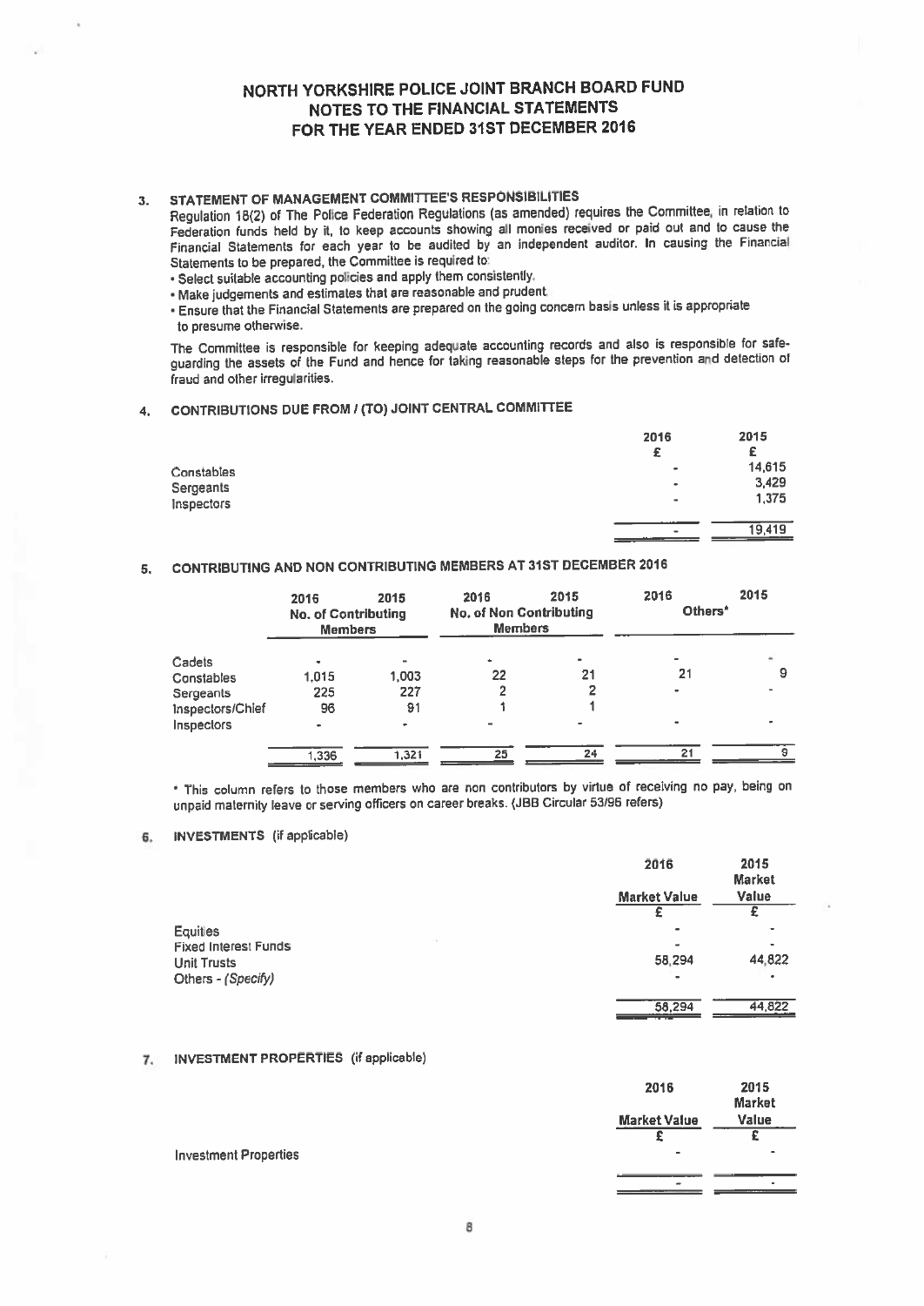# NORTH YORKSHIRE POLICE JOINT BRANCH BOARD FUND
## NOTES TO THE FINANCIAL STATEMENTS
## FOR THE YEAR ENDED 31ST DECEMBER 2016

### 3. STATEMENT OF MANAGEMENT COMMITTEE'S RESPONSIBILITIES

Regulation 18(2) of The Police Federation Regulations (as amended) requires the Committee, in relation to Federation funds held by it, to keep accounts showing all monies received or paid out and to cause the Financial Statements for each year to be audited by an independent auditor. In causing the Financial Statements to be prepared, the Committee is required to:

- Select suitable accounting policies and apply them consistently.
- Make judgements and estimates that are reasonable and prudent.
- Ensure that the Financial Statements are prepared on the going concern basis unless it is appropriate to presume otherwise.

The Committee is responsible for keeping adequate accounting records and also is responsible for safe-guarding the assets of the Fund and hence for taking reasonable steps for the prevention and detection of fraud and other irregularities.

### 4. CONTRIBUTIONS DUE FROM / (TO) JOINT CENTRAL COMMITTEE

| | 2016 £ | 2015 £ |
|---|---|---|
| Constables | - | 14,615 |
| Sergeants | - | 3,429 |
| Inspectors | - | 1,375 |
| | - | 19,419 |

### 5. CONTRIBUTING AND NON CONTRIBUTING MEMBERS AT 31ST DECEMBER 2016

| | 2016 | 2015 | 2016 | 2015 | 2016 | 2015 |
|---|---|---|---|---|---|---|
| | No. of Contributing Members | | No. of Non Contributing Members | | Others* | |
| Cadets | - | - | - | - | - | - |
| Constables | 1,015 | 1,003 | 22 | 21 | 21 | 9 |
| Sergeants | 225 | 227 | 2 | 2 | - | - |
| Inspectors/Chief Inspectors | 96 | 91 | 1 | 1 | - | - |
| | 1,336 | 1,321 | 25 | 24 | 21 | 9 |

* This column refers to those members who are non contributors by virtue of receiving no pay, being on unpaid maternity leave or serving officers on career breaks. (JBB Circular 53/96 refers)

### 6. INVESTMENTS (if applicable)

| | 2016 Market Value £ | 2015 Market Value £ |
|---|---|---|
| Equities | - | - |
| Fixed Interest Funds | - | - |
| Unit Trusts | 58,294 | 44,822 |
| Others - *(Specify)* | - | - |
| | 58,294 | 44,822 |

### 7. INVESTMENT PROPERTIES (if applicable)

| | 2016 Market Value £ | 2015 Market Value £ |
|---|---|---|
| Investment Properties | - | - |
| | - | - |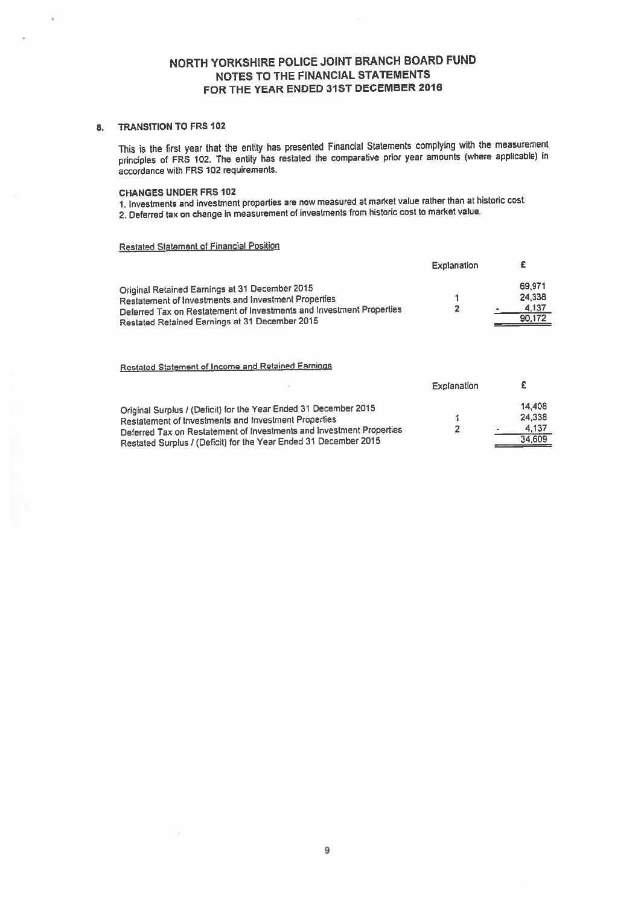# NORTH YORKSHIRE POLICE JOINT BRANCH BOARD FUND
## NOTES TO THE FINANCIAL STATEMENTS
## FOR THE YEAR ENDED 31ST DECEMBER 2016

### 8. TRANSITION TO FRS 102

This is the first year that the entity has presented Financial Statements complying with the measurement principles of FRS 102. The entity has restated the comparative prior year amounts (where applicable) in accordance with FRS 102 requirements.

**CHANGES UNDER FRS 102**

1. Investments and investment properties are now measured at market value rather than at historic cost.
2. Deferred tax on change in measurement of investments from historic cost to market value.

Restated Statement of Financial Position

| | Explanation | £ |
|---|---|---|
| Original Retained Earnings at 31 December 2015 | | 69,971 |
| Restatement of Investments and Investment Properties | 1 | 24,338 |
| Deferred Tax on Restatement of Investments and Investment Properties | 2 | - 4,137 |
| Restated Retained Earnings at 31 December 2015 | | 90,172 |

Restated Statement of Income and Retained Earnings

| | Explanation | £ |
|---|---|---|
| Original Surplus / (Deficit) for the Year Ended 31 December 2015 | | 14,408 |
| Restatement of Investments and Investment Properties | 1 | 24,338 |
| Deferred Tax on Restatement of Investments and Investment Properties | 2 | - 4,137 |
| Restated Surplus / (Deficit) for the Year Ended 31 December 2015 | | 34,609 |